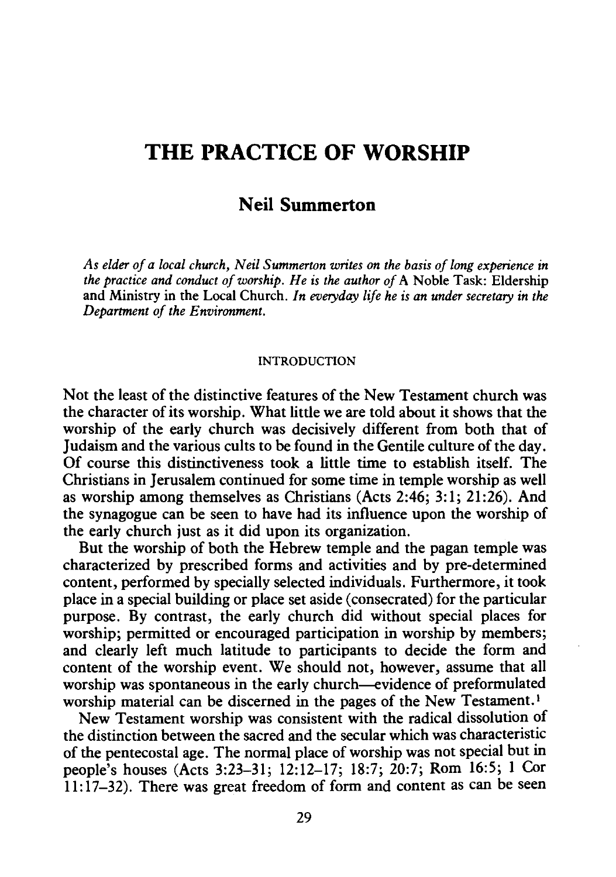# THE PRACTICE OF WORSHIP

## Neil Summerton

*As elder of a local church, Neil Summerton writes on the basis of long experience in the practice and conduct of worship. He is the author of* A Noble Task: Eldership and Ministry in the Local Church. *In everyday life he is an under secretary in the Department of the Environment.*

### INTRODUCTION

Not the least of the distinctive features of the New Testament church was the character of its worship. What little we are told about it shows that the worship of the early church was decisively different from both that of Judaism and the various cults to be found in the Gentile culture of the day. Of course this distinctiveness took a little time to establish itself. The Christians in Jerusalem continued for some time in temple worship as well as worship among themselves as Christians (Acts 2:46; 3:1; 21:26). And the synagogue can be seen to have had its influence upon the worship of the early church just as it did upon its organization.

But the worship of both the Hebrew temple and the pagan temple was characterized by prescribed forms and activities and by pre-determined content, performed by specially selected individuals. Furthermore, it took place in a special building or place set aside (consecrated) for the particular purpose. By contrast, the early church did without special places for worship; permitted or encouraged participation in worship by members; and clearly left much latitude to participants to decide the form and content of the worship event. We should not, however, assume that all worship was spontaneous in the early church—evidence of preformulated worship material can be discerned in the pages of the New Testament.[1]

New Testament worship was consistent with the radical dissolution of the distinction between the sacred and the secular which was characteristic of the pentecostal age. The normal place of worship was not special but in people's houses (Acts 3:23–31; 12:12–17; 18:7; 20:7; Rom 16:5; 1 Cor 11:17–32). There was great freedom of form and content as can be seen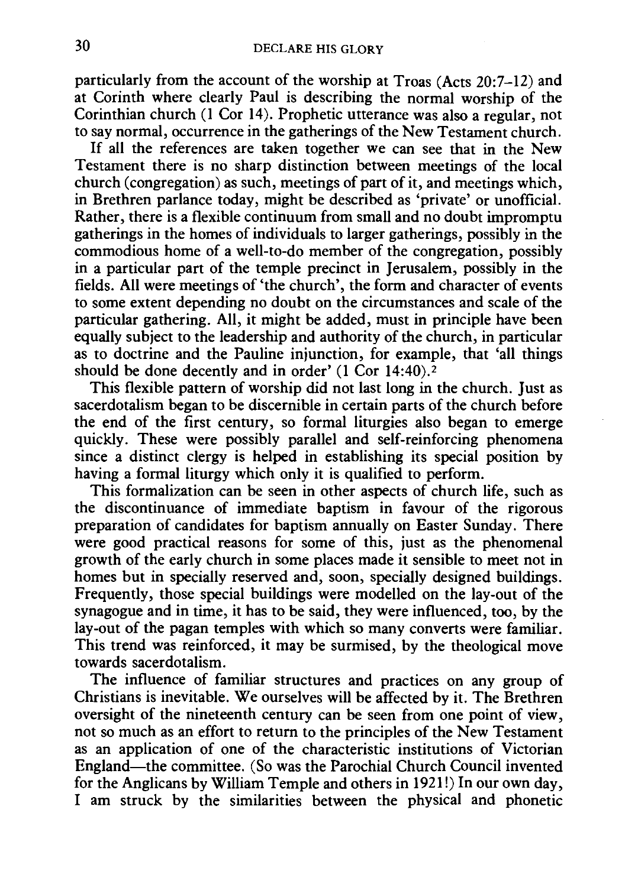particularly from the account of the worship at Troas (Acts 20:7–12) and at Corinth where clearly Paul is describing the normal worship of the Corinthian church (1 Cor 14). Prophetic utterance was also a regular, not to say normal, occurrence in the gatherings of the New Testament church.

If all the references are taken together we can see that in the New Testament there is no sharp distinction between meetings of the local church (congregation) as such, meetings of part of it, and meetings which, in Brethren parlance today, might be described as 'private' or unofficial. Rather, there is a flexible continuum from small and no doubt impromptu gatherings in the homes of individuals to larger gatherings, possibly in the commodious home of a well-to-do member of the congregation, possibly in a particular part of the temple precinct in Jerusalem, possibly in the fields. All were meetings of 'the church', the form and character of events to some extent depending no doubt on the circumstances and scale of the particular gathering. All, it might be added, must in principle have been equally subject to the leadership and authority of the church, in particular as to doctrine and the Pauline injunction, for example, that 'all things should be done decently and in order' (1 Cor 14:40).[2]

This flexible pattern of worship did not last long in the church. Just as sacerdotalism began to be discernible in certain parts of the church before the end of the first century, so formal liturgies also began to emerge quickly. These were possibly parallel and self-reinforcing phenomena since a distinct clergy is helped in establishing its special position by having a formal liturgy which only it is qualified to perform.

This formalization can be seen in other aspects of church life, such as the discontinuance of immediate baptism in favour of the rigorous preparation of candidates for baptism annually on Easter Sunday. There were good practical reasons for some of this, just as the phenomenal growth of the early church in some places made it sensible to meet not in homes but in specially reserved and, soon, specially designed buildings. Frequently, those special buildings were modelled on the lay-out of the synagogue and in time, it has to be said, they were influenced, too, by the lay-out of the pagan temples with which so many converts were familiar. This trend was reinforced, it may be surmised, by the theological move towards sacerdotalism.

The influence of familiar structures and practices on any group of Christians is inevitable. We ourselves will be affected by it. The Brethren oversight of the nineteenth century can be seen from one point of view, not so much as an effort to return to the principles of the New Testament as an application of one of the characteristic institutions of Victorian England—the committee. (So was the Parochial Church Council invented for the Anglicans by William Temple and others in 1921!) In our own day, I am struck by the similarities between the physical and phonetic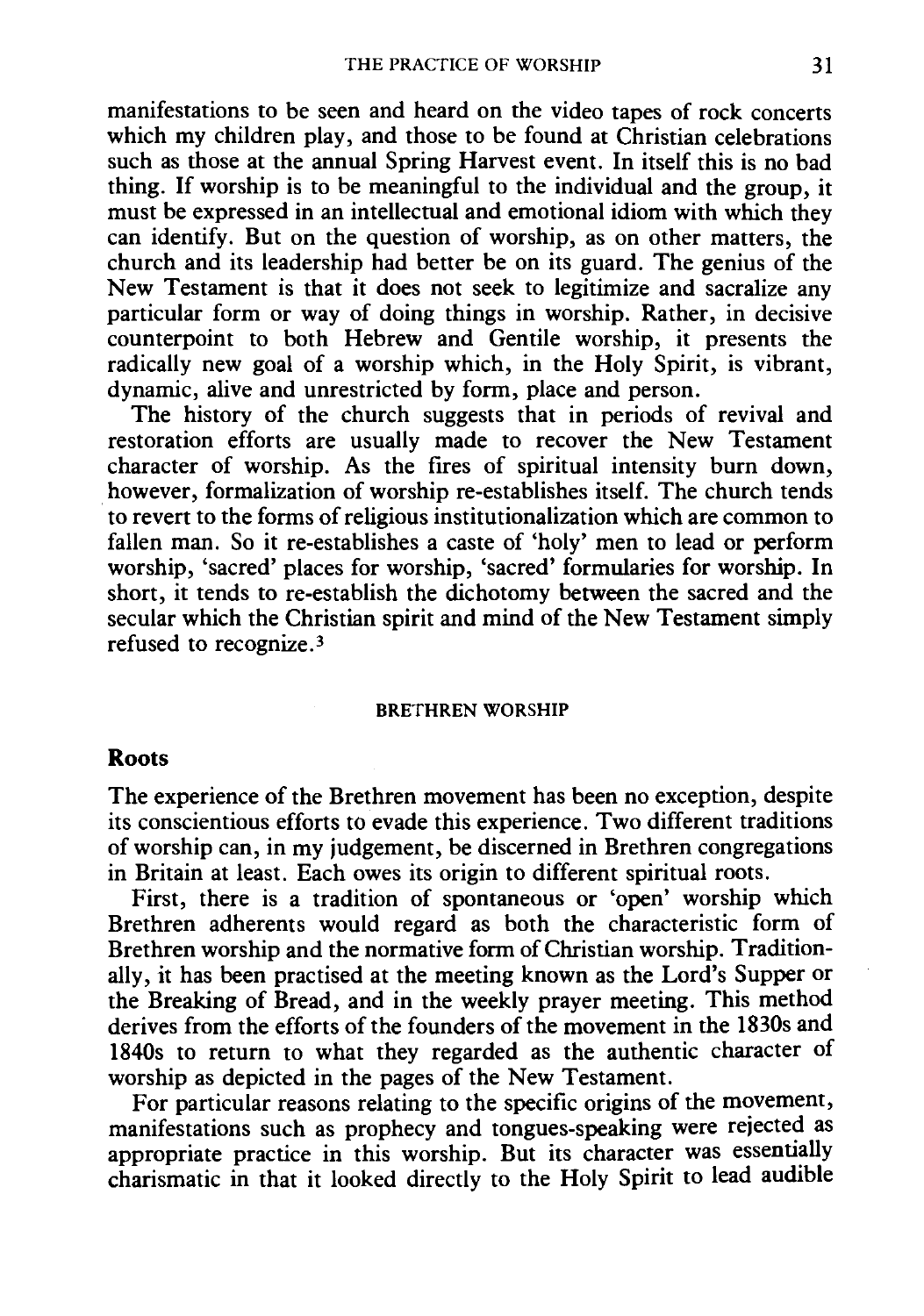manifestations to be seen and heard on the video tapes of rock concerts which my children play, and those to be found at Christian celebrations such as those at the annual Spring Harvest event. In itself this is no bad thing. If worship is to be meaningful to the individual and the group, it must be expressed in an intellectual and emotional idiom with which they can identify. But on the question of worship, as on other matters, the church and its leadership had better be on its guard. The genius of the New Testament is that it does not seek to legitimize and sacralize any particular form or way of doing things in worship. Rather, in decisive counterpoint to both Hebrew and Gentile worship, it presents the radically new goal of a worship which, in the Holy Spirit, is vibrant, dynamic, alive and unrestricted by form, place and person.

The history of the church suggests that in periods of revival and restoration efforts are usually made to recover the New Testament character of worship. As the fires of spiritual intensity burn down, however, formalization of worship re-establishes itself. The church tends to revert to the forms of religious institutionalization which are common to fallen man. So it re-establishes a caste of 'holy' men to lead or perform worship, 'sacred' places for worship, 'sacred' formularies for worship. In short, it tends to re-establish the dichotomy between the sacred and the secular which the Christian spirit and mind of the New Testament simply refused to recognize.[3]

## BRETHREN WORSHIP

### Roots

The experience of the Brethren movement has been no exception, despite its conscientious efforts to evade this experience. Two different traditions of worship can, in my judgement, be discerned in Brethren congregations in Britain at least. Each owes its origin to different spiritual roots.

First, there is a tradition of spontaneous or 'open' worship which Brethren adherents would regard as both the characteristic form of Brethren worship and the normative form of Christian worship. Traditionally, it has been practised at the meeting known as the Lord's Supper or the Breaking of Bread, and in the weekly prayer meeting. This method derives from the efforts of the founders of the movement in the 1830s and 1840s to return to what they regarded as the authentic character of worship as depicted in the pages of the New Testament.

For particular reasons relating to the specific origins of the movement, manifestations such as prophecy and tongues-speaking were rejected as appropriate practice in this worship. But its character was essentially charismatic in that it looked directly to the Holy Spirit to lead audible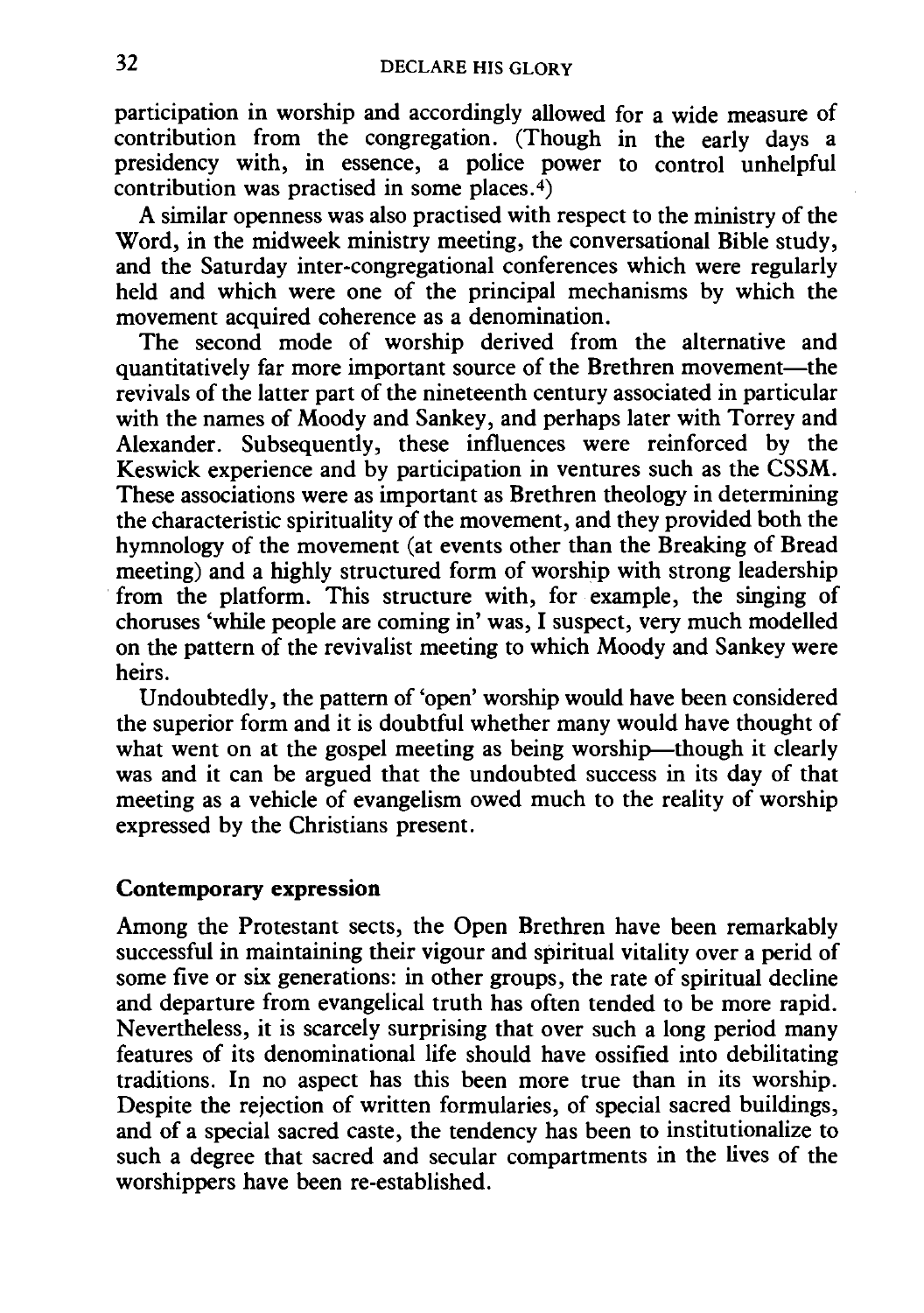participation in worship and accordingly allowed for a wide measure of contribution from the congregation. (Though in the early days a presidency with, in essence, a police power to control unhelpful contribution was practised in some places.[4])

A similar openness was also practised with respect to the ministry of the Word, in the midweek ministry meeting, the conversational Bible study, and the Saturday inter-congregational conferences which were regularly held and which were one of the principal mechanisms by which the movement acquired coherence as a denomination.

The second mode of worship derived from the alternative and quantitatively far more important source of the Brethren movement—the revivals of the latter part of the nineteenth century associated in particular with the names of Moody and Sankey, and perhaps later with Torrey and Alexander. Subsequently, these influences were reinforced by the Keswick experience and by participation in ventures such as the CSSM. These associations were as important as Brethren theology in determining the characteristic spirituality of the movement, and they provided both the hymnology of the movement (at events other than the Breaking of Bread meeting) and a highly structured form of worship with strong leadership from the platform. This structure with, for example, the singing of choruses 'while people are coming in' was, I suspect, very much modelled on the pattern of the revivalist meeting to which Moody and Sankey were heirs.

Undoubtedly, the pattern of 'open' worship would have been considered the superior form and it is doubtful whether many would have thought of what went on at the gospel meeting as being worship—though it clearly was and it can be argued that the undoubted success in its day of that meeting as a vehicle of evangelism owed much to the reality of worship expressed by the Christians present.

### Contemporary expression

Among the Protestant sects, the Open Brethren have been remarkably successful in maintaining their vigour and spiritual vitality over a perid of some five or six generations: in other groups, the rate of spiritual decline and departure from evangelical truth has often tended to be more rapid. Nevertheless, it is scarcely surprising that over such a long period many features of its denominational life should have ossified into debilitating traditions. In no aspect has this been more true than in its worship. Despite the rejection of written formularies, of special sacred buildings, and of a special sacred caste, the tendency has been to institutionalize to such a degree that sacred and secular compartments in the lives of the worshippers have been re-established.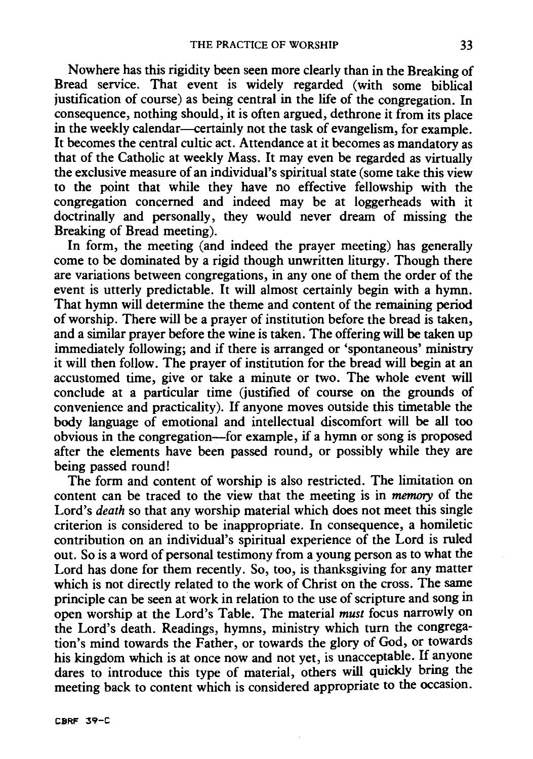Nowhere has this rigidity been seen more clearly than in the Breaking of Bread service. That event is widely regarded (with some biblical justification of course) as being central in the life of the congregation. In consequence, nothing should, it is often argued, dethrone it from its place in the weekly calendar—certainly not the task of evangelism, for example. It becomes the central cultic act. Attendance at it becomes as mandatory as that of the Catholic at weekly Mass. It may even be regarded as virtually the exclusive measure of an individual's spiritual state (some take this view to the point that while they have no effective fellowship with the congregation concerned and indeed may be at loggerheads with it doctrinally and personally, they would never dream of missing the Breaking of Bread meeting).

In form, the meeting (and indeed the prayer meeting) has generally come to be dominated by a rigid though unwritten liturgy. Though there are variations between congregations, in any one of them the order of the event is utterly predictable. It will almost certainly begin with a hymn. That hymn will determine the theme and content of the remaining period of worship. There will be a prayer of institution before the bread is taken, and a similar prayer before the wine is taken. The offering will be taken up immediately following; and if there is arranged or 'spontaneous' ministry it will then follow. The prayer of institution for the bread will begin at an accustomed time, give or take a minute or two. The whole event will conclude at a particular time (justified of course on the grounds of convenience and practicality). If anyone moves outside this timetable the body language of emotional and intellectual discomfort will be all too obvious in the congregation—for example, if a hymn or song is proposed after the elements have been passed round, or possibly while they are being passed round!

The form and content of worship is also restricted. The limitation on content can be traced to the view that the meeting is in *memory* of the Lord's *death* so that any worship material which does not meet this single criterion is considered to be inappropriate. In consequence, a homiletic contribution on an individual's spiritual experience of the Lord is ruled out. So is a word of personal testimony from a young person as to what the Lord has done for them recently. So, too, is thanksgiving for any matter which is not directly related to the work of Christ on the cross. The same principle can be seen at work in relation to the use of scripture and song in open worship at the Lord's Table. The material *must* focus narrowly on the Lord's death. Readings, hymns, ministry which turn the congregation's mind towards the Father, or towards the glory of God, or towards his kingdom which is at once now and not yet, is unacceptable. If anyone dares to introduce this type of material, others will quickly bring the meeting back to content which is considered appropriate to the occasion.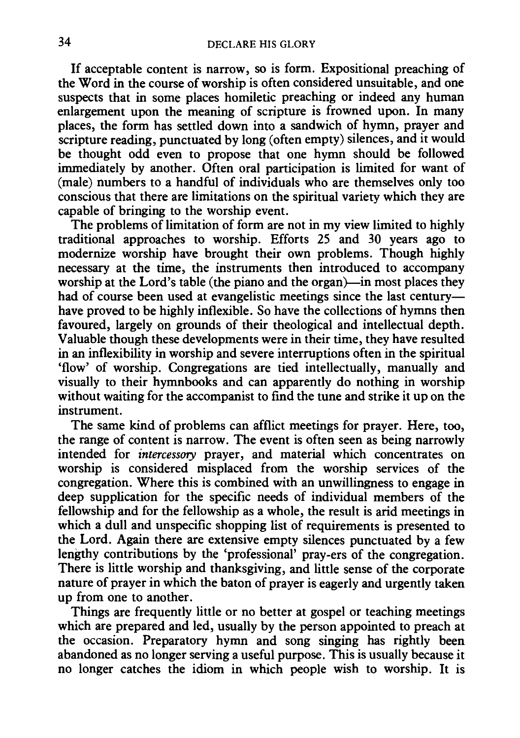If acceptable content is narrow, so is form. Expositional preaching of the Word in the course of worship is often considered unsuitable, and one suspects that in some places homiletic preaching or indeed any human enlargement upon the meaning of scripture is frowned upon. In many places, the form has settled down into a sandwich of hymn, prayer and scripture reading, punctuated by long (often empty) silences, and it would be thought odd even to propose that one hymn should be followed immediately by another. Often oral participation is limited for want of (male) numbers to a handful of individuals who are themselves only too conscious that there are limitations on the spiritual variety which they are capable of bringing to the worship event.

The problems of limitation of form are not in my view limited to highly traditional approaches to worship. Efforts 25 and 30 years ago to modernize worship have brought their own problems. Though highly necessary at the time, the instruments then introduced to accompany worship at the Lord's table (the piano and the organ)—in most places they had of course been used at evangelistic meetings since the last century—have proved to be highly inflexible. So have the collections of hymns then favoured, largely on grounds of their theological and intellectual depth. Valuable though these developments were in their time, they have resulted in an inflexibility in worship and severe interruptions often in the spiritual 'flow' of worship. Congregations are tied intellectually, manually and visually to their hymnbooks and can apparently do nothing in worship without waiting for the accompanist to find the tune and strike it up on the instrument.

The same kind of problems can afflict meetings for prayer. Here, too, the range of content is narrow. The event is often seen as being narrowly intended for *intercessory* prayer, and material which concentrates on worship is considered misplaced from the worship services of the congregation. Where this is combined with an unwillingness to engage in deep supplication for the specific needs of individual members of the fellowship and for the fellowship as a whole, the result is arid meetings in which a dull and unspecific shopping list of requirements is presented to the Lord. Again there are extensive empty silences punctuated by a few lengthy contributions by the 'professional' pray-ers of the congregation. There is little worship and thanksgiving, and little sense of the corporate nature of prayer in which the baton of prayer is eagerly and urgently taken up from one to another.

Things are frequently little or no better at gospel or teaching meetings which are prepared and led, usually by the person appointed to preach at the occasion. Preparatory hymn and song singing has rightly been abandoned as no longer serving a useful purpose. This is usually because it no longer catches the idiom in which people wish to worship. It is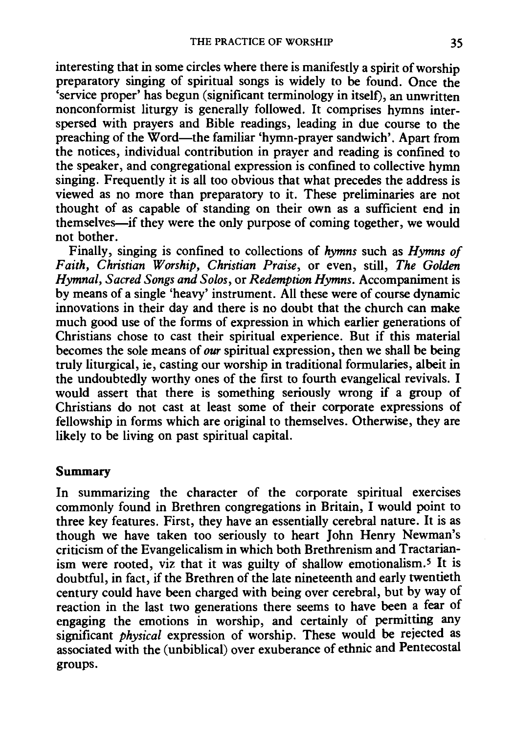interesting that in some circles where there is manifestly a spirit of worship preparatory singing of spiritual songs is widely to be found. Once the 'service proper' has begun (significant terminology in itself), an unwritten nonconformist liturgy is generally followed. It comprises hymns interspersed with prayers and Bible readings, leading in due course to the preaching of the Word—the familiar 'hymn-prayer sandwich'. Apart from the notices, individual contribution in prayer and reading is confined to the speaker, and congregational expression is confined to collective hymn singing. Frequently it is all too obvious that what precedes the address is viewed as no more than preparatory to it. These preliminaries are not thought of as capable of standing on their own as a sufficient end in themselves—if they were the only purpose of coming together, we would not bother.

Finally, singing is confined to collections of *hymns* such as *Hymns of Faith, Christian Worship, Christian Praise*, or even, still, *The Golden Hymnal, Sacred Songs and Solos*, or *Redemption Hymns*. Accompaniment is by means of a single 'heavy' instrument. All these were of course dynamic innovations in their day and there is no doubt that the church can make much good use of the forms of expression in which earlier generations of Christians chose to cast their spiritual experience. But if this material becomes the sole means of *our* spiritual expression, then we shall be being truly liturgical, ie, casting our worship in traditional formularies, albeit in the undoubtedly worthy ones of the first to fourth evangelical revivals. I would assert that there is something seriously wrong if a group of Christians do not cast at least some of their corporate expressions of fellowship in forms which are original to themselves. Otherwise, they are likely to be living on past spiritual capital.

## Summary

In summarizing the character of the corporate spiritual exercises commonly found in Brethren congregations in Britain, I would point to three key features. First, they have an essentially cerebral nature. It is as though we have taken too seriously to heart John Henry Newman's criticism of the Evangelicalism in which both Brethrenism and Tractarianism were rooted, viz that it was guilty of shallow emotionalism.[5] It is doubtful, in fact, if the Brethren of the late nineteenth and early twentieth century could have been charged with being over cerebral, but by way of reaction in the last two generations there seems to have been a fear of engaging the emotions in worship, and certainly of permitting any significant *physical* expression of worship. These would be rejected as associated with the (unbiblical) over exuberance of ethnic and Pentecostal groups.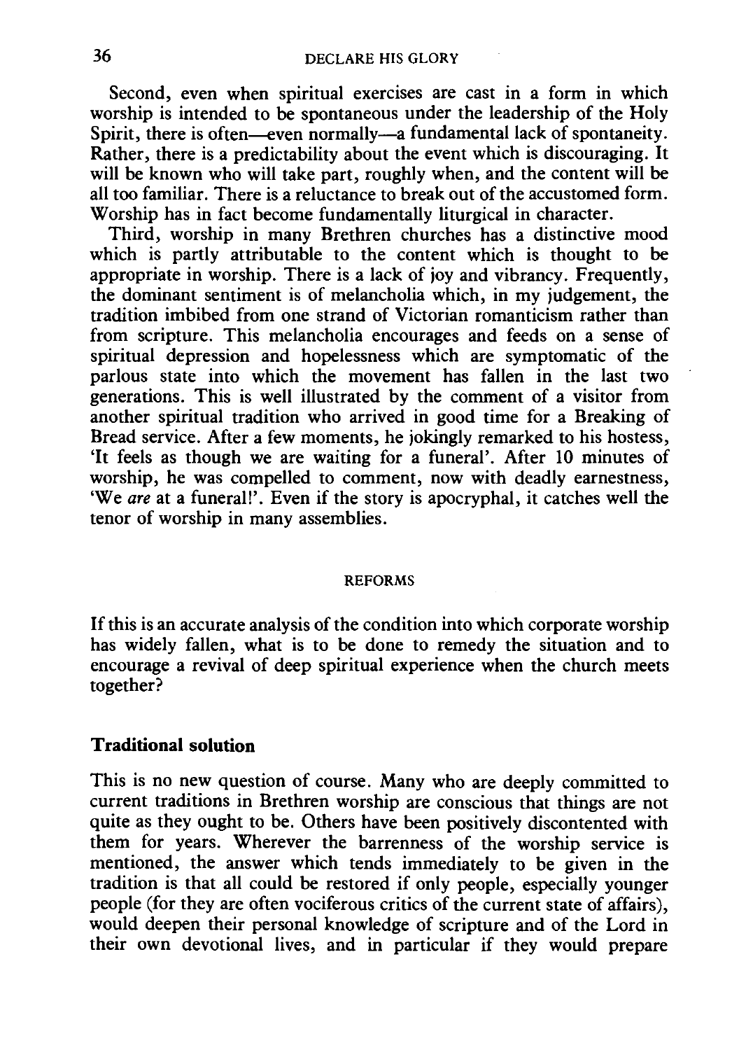Second, even when spiritual exercises are cast in a form in which worship is intended to be spontaneous under the leadership of the Holy Spirit, there is often—even normally—a fundamental lack of spontaneity. Rather, there is a predictability about the event which is discouraging. It will be known who will take part, roughly when, and the content will be all too familiar. There is a reluctance to break out of the accustomed form. Worship has in fact become fundamentally liturgical in character.

Third, worship in many Brethren churches has a distinctive mood which is partly attributable to the content which is thought to be appropriate in worship. There is a lack of joy and vibrancy. Frequently, the dominant sentiment is of melancholia which, in my judgement, the tradition imbibed from one strand of Victorian romanticism rather than from scripture. This melancholia encourages and feeds on a sense of spiritual depression and hopelessness which are symptomatic of the parlous state into which the movement has fallen in the last two generations. This is well illustrated by the comment of a visitor from another spiritual tradition who arrived in good time for a Breaking of Bread service. After a few moments, he jokingly remarked to his hostess, 'It feels as though we are waiting for a funeral'. After 10 minutes of worship, he was compelled to comment, now with deadly earnestness, 'We *are* at a funeral!'. Even if the story is apocryphal, it catches well the tenor of worship in many assemblies.

## REFORMS

If this is an accurate analysis of the condition into which corporate worship has widely fallen, what is to be done to remedy the situation and to encourage a revival of deep spiritual experience when the church meets together?

### Traditional solution

This is no new question of course. Many who are deeply committed to current traditions in Brethren worship are conscious that things are not quite as they ought to be. Others have been positively discontented with them for years. Wherever the barrenness of the worship service is mentioned, the answer which tends immediately to be given in the tradition is that all could be restored if only people, especially younger people (for they are often vociferous critics of the current state of affairs), would deepen their personal knowledge of scripture and of the Lord in their own devotional lives, and in particular if they would prepare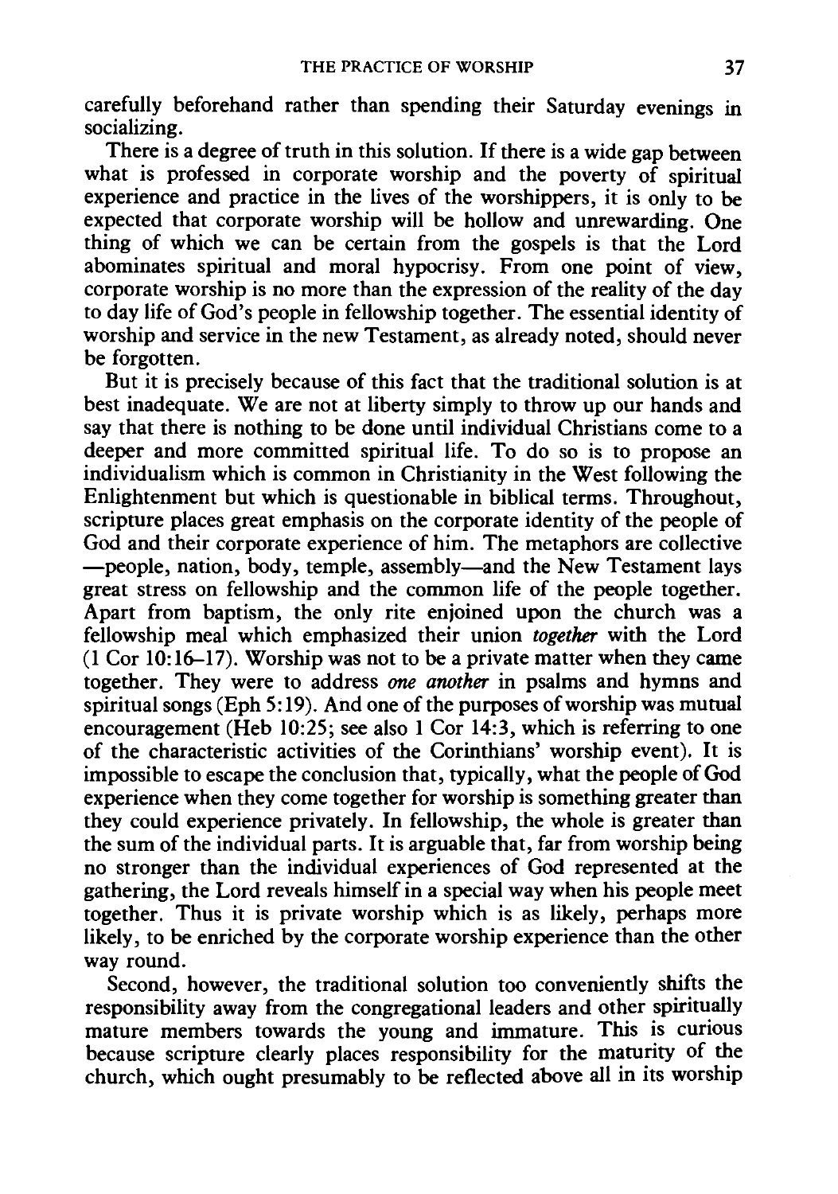carefully beforehand rather than spending their Saturday evenings in socializing.

There is a degree of truth in this solution. If there is a wide gap between what is professed in corporate worship and the poverty of spiritual experience and practice in the lives of the worshippers, it is only to be expected that corporate worship will be hollow and unrewarding. One thing of which we can be certain from the gospels is that the Lord abominates spiritual and moral hypocrisy. From one point of view, corporate worship is no more than the expression of the reality of the day to day life of God's people in fellowship together. The essential identity of worship and service in the new Testament, as already noted, should never be forgotten.

But it is precisely because of this fact that the traditional solution is at best inadequate. We are not at liberty simply to throw up our hands and say that there is nothing to be done until individual Christians come to a deeper and more committed spiritual life. To do so is to propose an individualism which is common in Christianity in the West following the Enlightenment but which is questionable in biblical terms. Throughout, scripture places great emphasis on the corporate identity of the people of God and their corporate experience of him. The metaphors are collective —people, nation, body, temple, assembly—and the New Testament lays great stress on fellowship and the common life of the people together. Apart from baptism, the only rite enjoined upon the church was a fellowship meal which emphasized their union *together* with the Lord (1 Cor 10:16–17). Worship was not to be a private matter when they came together. They were to address *one another* in psalms and hymns and spiritual songs (Eph 5:19). And one of the purposes of worship was mutual encouragement (Heb 10:25; see also 1 Cor 14:3, which is referring to one of the characteristic activities of the Corinthians' worship event). It is impossible to escape the conclusion that, typically, what the people of God experience when they come together for worship is something greater than they could experience privately. In fellowship, the whole is greater than the sum of the individual parts. It is arguable that, far from worship being no stronger than the individual experiences of God represented at the gathering, the Lord reveals himself in a special way when his people meet together. Thus it is private worship which is as likely, perhaps more likely, to be enriched by the corporate worship experience than the other way round.

Second, however, the traditional solution too conveniently shifts the responsibility away from the congregational leaders and other spiritually mature members towards the young and immature. This is curious because scripture clearly places responsibility for the maturity of the church, which ought presumably to be reflected above all in its worship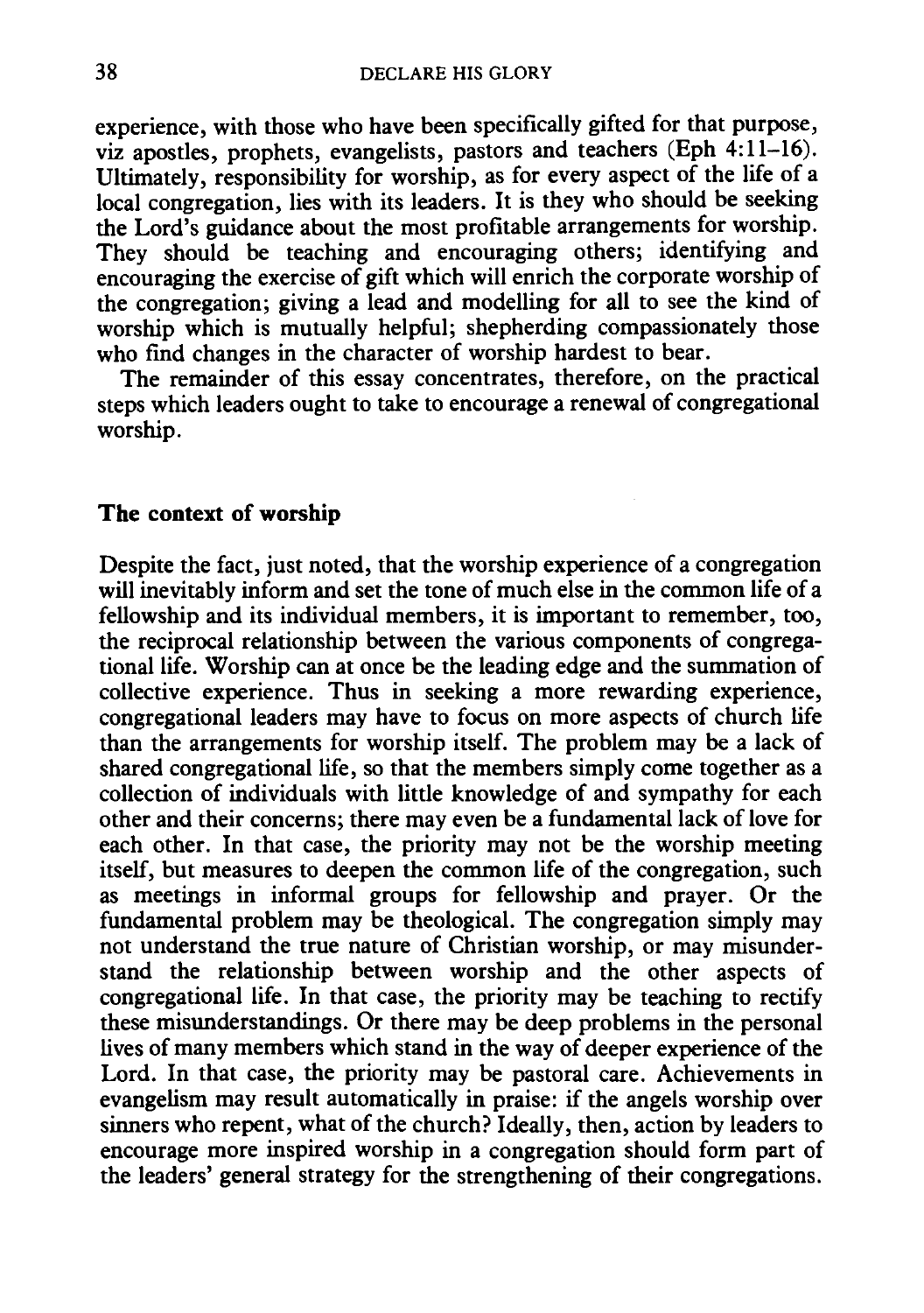experience, with those who have been specifically gifted for that purpose, viz apostles, prophets, evangelists, pastors and teachers (Eph 4:11–16). Ultimately, responsibility for worship, as for every aspect of the life of a local congregation, lies with its leaders. It is they who should be seeking the Lord's guidance about the most profitable arrangements for worship. They should be teaching and encouraging others; identifying and encouraging the exercise of gift which will enrich the corporate worship of the congregation; giving a lead and modelling for all to see the kind of worship which is mutually helpful; shepherding compassionately those who find changes in the character of worship hardest to bear.

The remainder of this essay concentrates, therefore, on the practical steps which leaders ought to take to encourage a renewal of congregational worship.

## The context of worship

Despite the fact, just noted, that the worship experience of a congregation will inevitably inform and set the tone of much else in the common life of a fellowship and its individual members, it is important to remember, too, the reciprocal relationship between the various components of congregational life. Worship can at once be the leading edge and the summation of collective experience. Thus in seeking a more rewarding experience, congregational leaders may have to focus on more aspects of church life than the arrangements for worship itself. The problem may be a lack of shared congregational life, so that the members simply come together as a collection of individuals with little knowledge of and sympathy for each other and their concerns; there may even be a fundamental lack of love for each other. In that case, the priority may not be the worship meeting itself, but measures to deepen the common life of the congregation, such as meetings in informal groups for fellowship and prayer. Or the fundamental problem may be theological. The congregation simply may not understand the true nature of Christian worship, or may misunderstand the relationship between worship and the other aspects of congregational life. In that case, the priority may be teaching to rectify these misunderstandings. Or there may be deep problems in the personal lives of many members which stand in the way of deeper experience of the Lord. In that case, the priority may be pastoral care. Achievements in evangelism may result automatically in praise: if the angels worship over sinners who repent, what of the church? Ideally, then, action by leaders to encourage more inspired worship in a congregation should form part of the leaders' general strategy for the strengthening of their congregations.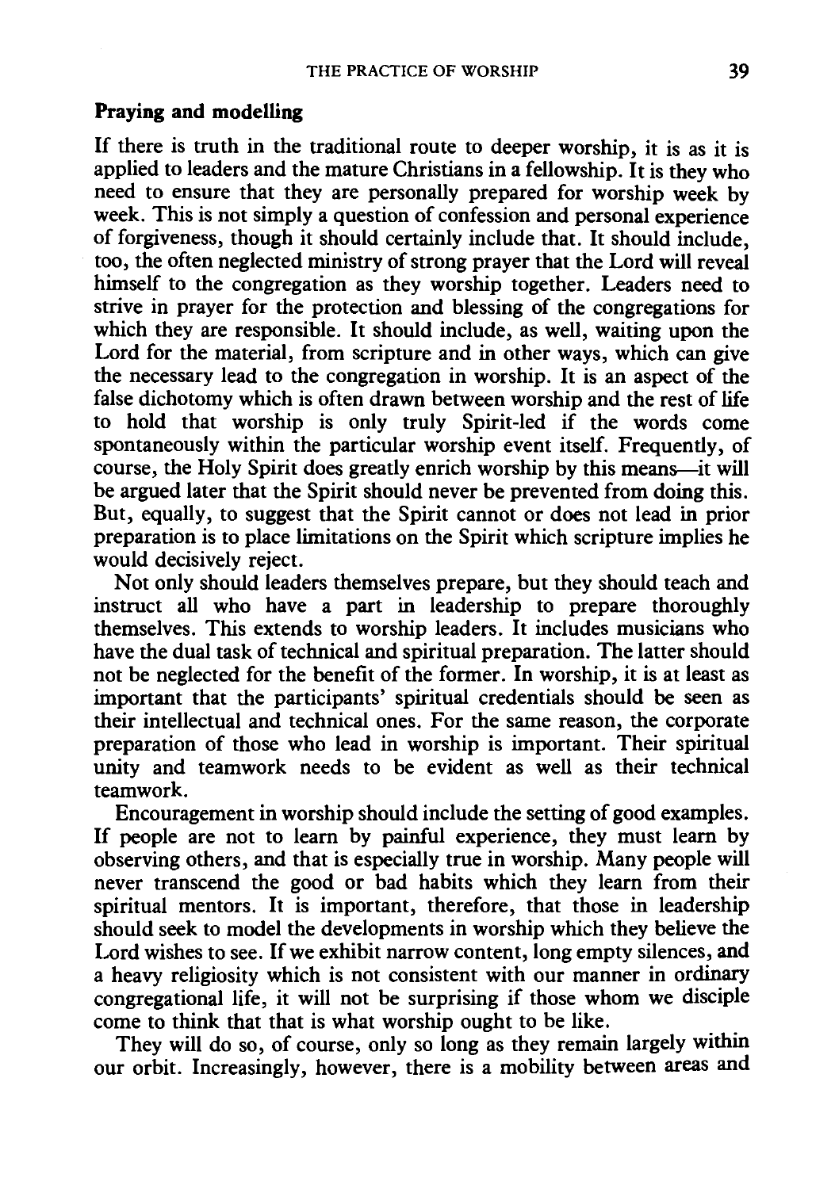## Praying and modelling

If there is truth in the traditional route to deeper worship, it is as it is applied to leaders and the mature Christians in a fellowship. It is they who need to ensure that they are personally prepared for worship week by week. This is not simply a question of confession and personal experience of forgiveness, though it should certainly include that. It should include, too, the often neglected ministry of strong prayer that the Lord will reveal himself to the congregation as they worship together. Leaders need to strive in prayer for the protection and blessing of the congregations for which they are responsible. It should include, as well, waiting upon the Lord for the material, from scripture and in other ways, which can give the necessary lead to the congregation in worship. It is an aspect of the false dichotomy which is often drawn between worship and the rest of life to hold that worship is only truly Spirit-led if the words come spontaneously within the particular worship event itself. Frequently, of course, the Holy Spirit does greatly enrich worship by this means—it will be argued later that the Spirit should never be prevented from doing this. But, equally, to suggest that the Spirit cannot or does not lead in prior preparation is to place limitations on the Spirit which scripture implies he would decisively reject.

Not only should leaders themselves prepare, but they should teach and instruct all who have a part in leadership to prepare thoroughly themselves. This extends to worship leaders. It includes musicians who have the dual task of technical and spiritual preparation. The latter should not be neglected for the benefit of the former. In worship, it is at least as important that the participants' spiritual credentials should be seen as their intellectual and technical ones. For the same reason, the corporate preparation of those who lead in worship is important. Their spiritual unity and teamwork needs to be evident as well as their technical teamwork.

Encouragement in worship should include the setting of good examples. If people are not to learn by painful experience, they must learn by observing others, and that is especially true in worship. Many people will never transcend the good or bad habits which they learn from their spiritual mentors. It is important, therefore, that those in leadership should seek to model the developments in worship which they believe the Lord wishes to see. If we exhibit narrow content, long empty silences, and a heavy religiosity which is not consistent with our manner in ordinary congregational life, it will not be surprising if those whom we disciple come to think that that is what worship ought to be like.

They will do so, of course, only so long as they remain largely within our orbit. Increasingly, however, there is a mobility between areas and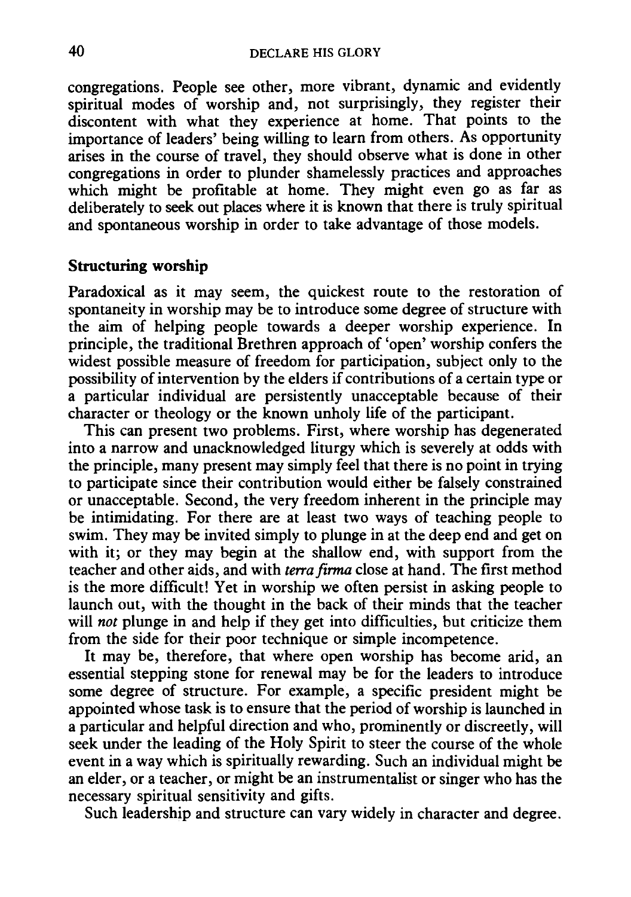congregations. People see other, more vibrant, dynamic and evidently spiritual modes of worship and, not surprisingly, they register their discontent with what they experience at home. That points to the importance of leaders' being willing to learn from others. As opportunity arises in the course of travel, they should observe what is done in other congregations in order to plunder shamelessly practices and approaches which might be profitable at home. They might even go as far as deliberately to seek out places where it is known that there is truly spiritual and spontaneous worship in order to take advantage of those models.

**Structuring worship**

Paradoxical as it may seem, the quickest route to the restoration of spontaneity in worship may be to introduce some degree of structure with the aim of helping people towards a deeper worship experience. In principle, the traditional Brethren approach of 'open' worship confers the widest possible measure of freedom for participation, subject only to the possibility of intervention by the elders if contributions of a certain type or a particular individual are persistently unacceptable because of their character or theology or the known unholy life of the participant.

This can present two problems. First, where worship has degenerated into a narrow and unacknowledged liturgy which is severely at odds with the principle, many present may simply feel that there is no point in trying to participate since their contribution would either be falsely constrained or unacceptable. Second, the very freedom inherent in the principle may be intimidating. For there are at least two ways of teaching people to swim. They may be invited simply to plunge in at the deep end and get on with it; or they may begin at the shallow end, with support from the teacher and other aids, and with *terra firma* close at hand. The first method is the more difficult! Yet in worship we often persist in asking people to launch out, with the thought in the back of their minds that the teacher will *not* plunge in and help if they get into difficulties, but criticize them from the side for their poor technique or simple incompetence.

It may be, therefore, that where open worship has become arid, an essential stepping stone for renewal may be for the leaders to introduce some degree of structure. For example, a specific president might be appointed whose task is to ensure that the period of worship is launched in a particular and helpful direction and who, prominently or discreetly, will seek under the leading of the Holy Spirit to steer the course of the whole event in a way which is spiritually rewarding. Such an individual might be an elder, or a teacher, or might be an instrumentalist or singer who has the necessary spiritual sensitivity and gifts.

Such leadership and structure can vary widely in character and degree.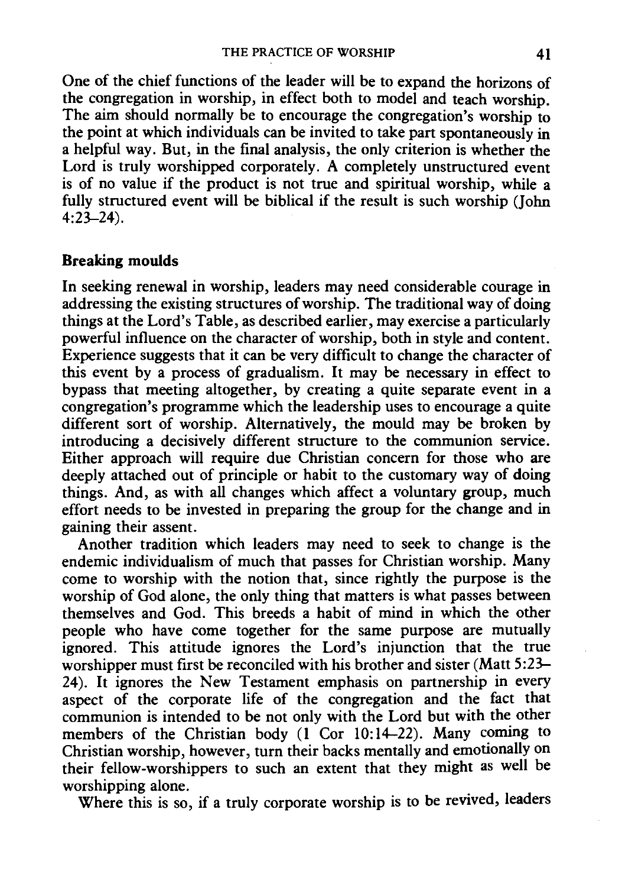One of the chief functions of the leader will be to expand the horizons of the congregation in worship, in effect both to model and teach worship. The aim should normally be to encourage the congregation's worship to the point at which individuals can be invited to take part spontaneously in a helpful way. But, in the final analysis, the only criterion is whether the Lord is truly worshipped corporately. A completely unstructured event is of no value if the product is not true and spiritual worship, while a fully structured event will be biblical if the result is such worship (John 4:23–24).

**Breaking moulds**

In seeking renewal in worship, leaders may need considerable courage in addressing the existing structures of worship. The traditional way of doing things at the Lord's Table, as described earlier, may exercise a particularly powerful influence on the character of worship, both in style and content. Experience suggests that it can be very difficult to change the character of this event by a process of gradualism. It may be necessary in effect to bypass that meeting altogether, by creating a quite separate event in a congregation's programme which the leadership uses to encourage a quite different sort of worship. Alternatively, the mould may be broken by introducing a decisively different structure to the communion service. Either approach will require due Christian concern for those who are deeply attached out of principle or habit to the customary way of doing things. And, as with all changes which affect a voluntary group, much effort needs to be invested in preparing the group for the change and in gaining their assent.

Another tradition which leaders may need to seek to change is the endemic individualism of much that passes for Christian worship. Many come to worship with the notion that, since rightly the purpose is the worship of God alone, the only thing that matters is what passes between themselves and God. This breeds a habit of mind in which the other people who have come together for the same purpose are mutually ignored. This attitude ignores the Lord's injunction that the true worshipper must first be reconciled with his brother and sister (Matt 5:23–24). It ignores the New Testament emphasis on partnership in every aspect of the corporate life of the congregation and the fact that communion is intended to be not only with the Lord but with the other members of the Christian body (1 Cor 10:14–22). Many coming to Christian worship, however, turn their backs mentally and emotionally on their fellow-worshippers to such an extent that they might as well be worshipping alone.

Where this is so, if a truly corporate worship is to be revived, leaders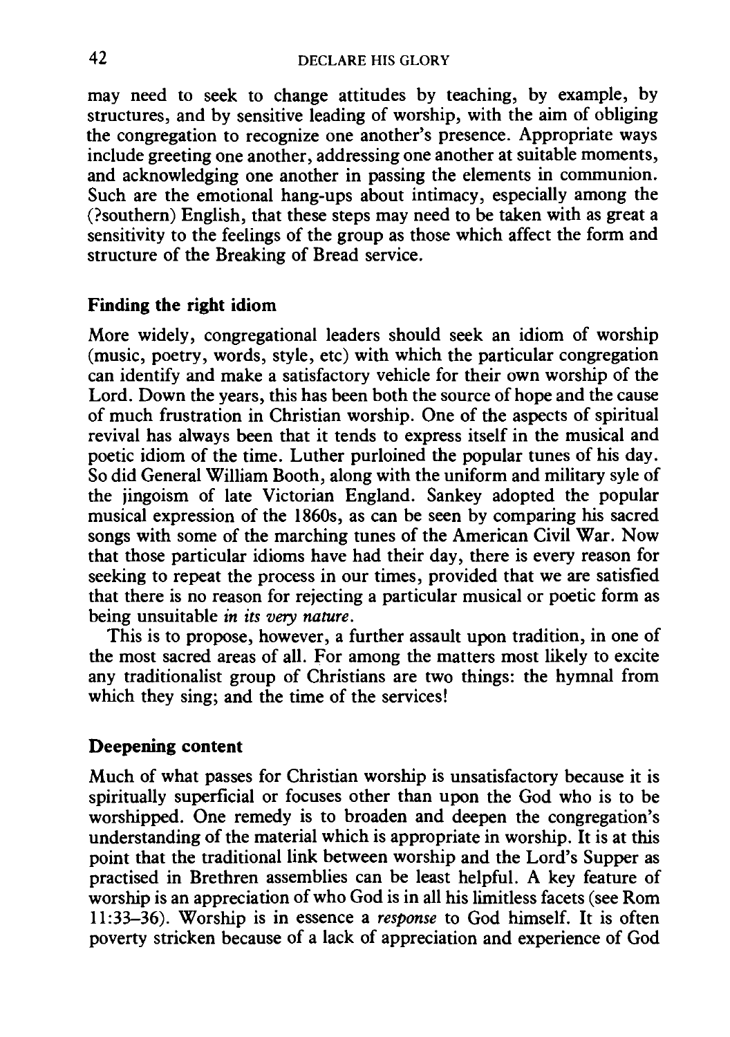may need to seek to change attitudes by teaching, by example, by structures, and by sensitive leading of worship, with the aim of obliging the congregation to recognize one another's presence. Appropriate ways include greeting one another, addressing one another at suitable moments, and acknowledging one another in passing the elements in communion. Such are the emotional hang-ups about intimacy, especially among the (?southern) English, that these steps may need to be taken with as great a sensitivity to the feelings of the group as those which affect the form and structure of the Breaking of Bread service.

**Finding the right idiom**

More widely, congregational leaders should seek an idiom of worship (music, poetry, words, style, etc) with which the particular congregation can identify and make a satisfactory vehicle for their own worship of the Lord. Down the years, this has been both the source of hope and the cause of much frustration in Christian worship. One of the aspects of spiritual revival has always been that it tends to express itself in the musical and poetic idiom of the time. Luther purloined the popular tunes of his day. So did General William Booth, along with the uniform and military syle of the jingoism of late Victorian England. Sankey adopted the popular musical expression of the 1860s, as can be seen by comparing his sacred songs with some of the marching tunes of the American Civil War. Now that those particular idioms have had their day, there is every reason for seeking to repeat the process in our times, provided that we are satisfied that there is no reason for rejecting a particular musical or poetic form as being unsuitable *in its very nature*.

This is to propose, however, a further assault upon tradition, in one of the most sacred areas of all. For among the matters most likely to excite any traditionalist group of Christians are two things: the hymnal from which they sing; and the time of the services!

**Deepening content**

Much of what passes for Christian worship is unsatisfactory because it is spiritually superficial or focuses other than upon the God who is to be worshipped. One remedy is to broaden and deepen the congregation's understanding of the material which is appropriate in worship. It is at this point that the traditional link between worship and the Lord's Supper as practised in Brethren assemblies can be least helpful. A key feature of worship is an appreciation of who God is in all his limitless facets (see Rom 11:33–36). Worship is in essence a *response* to God himself. It is often poverty stricken because of a lack of appreciation and experience of God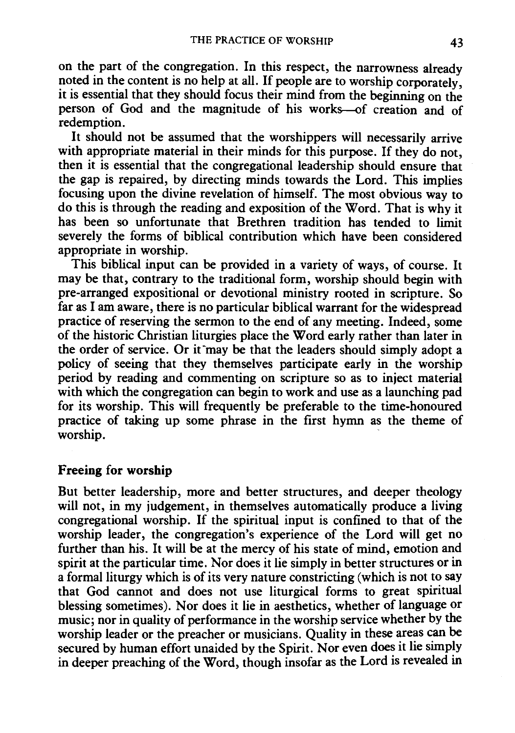on the part of the congregation. In this respect, the narrowness already noted in the content is no help at all. If people are to worship corporately, it is essential that they should focus their mind from the beginning on the person of God and the magnitude of his works—of creation and of redemption.

It should not be assumed that the worshippers will necessarily arrive with appropriate material in their minds for this purpose. If they do not, then it is essential that the congregational leadership should ensure that the gap is repaired, by directing minds towards the Lord. This implies focusing upon the divine revelation of himself. The most obvious way to do this is through the reading and exposition of the Word. That is why it has been so unfortunate that Brethren tradition has tended to limit severely the forms of biblical contribution which have been considered appropriate in worship.

This biblical input can be provided in a variety of ways, of course. It may be that, contrary to the traditional form, worship should begin with pre-arranged expositional or devotional ministry rooted in scripture. So far as I am aware, there is no particular biblical warrant for the widespread practice of reserving the sermon to the end of any meeting. Indeed, some of the historic Christian liturgies place the Word early rather than later in the order of service. Or it may be that the leaders should simply adopt a policy of seeing that they themselves participate early in the worship period by reading and commenting on scripture so as to inject material with which the congregation can begin to work and use as a launching pad for its worship. This will frequently be preferable to the time-honoured practice of taking up some phrase in the first hymn as the theme of worship.

## Freeing for worship

But better leadership, more and better structures, and deeper theology will not, in my judgement, in themselves automatically produce a living congregational worship. If the spiritual input is confined to that of the worship leader, the congregation's experience of the Lord will get no further than his. It will be at the mercy of his state of mind, emotion and spirit at the particular time. Nor does it lie simply in better structures or in a formal liturgy which is of its very nature constricting (which is not to say that God cannot and does not use liturgical forms to great spiritual blessing sometimes). Nor does it lie in aesthetics, whether of language or music; nor in quality of performance in the worship service whether by the worship leader or the preacher or musicians. Quality in these areas can be secured by human effort unaided by the Spirit. Nor even does it lie simply in deeper preaching of the Word, though insofar as the Lord is revealed in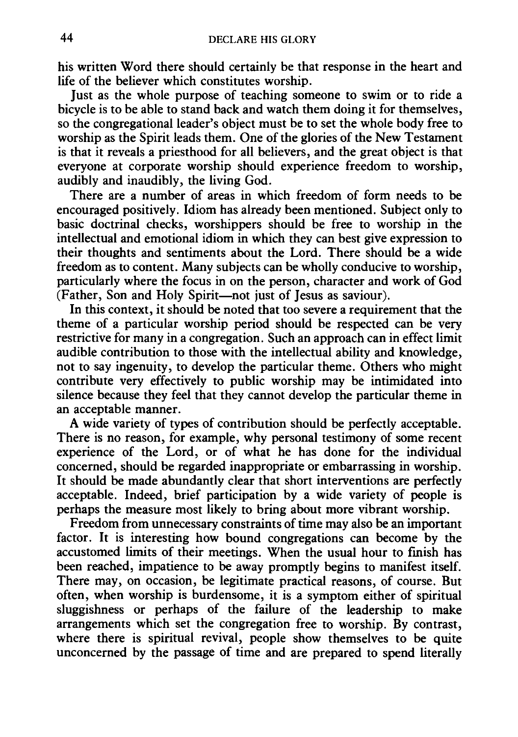his written Word there should certainly be that response in the heart and life of the believer which constitutes worship.

Just as the whole purpose of teaching someone to swim or to ride a bicycle is to be able to stand back and watch them doing it for themselves, so the congregational leader's object must be to set the whole body free to worship as the Spirit leads them. One of the glories of the New Testament is that it reveals a priesthood for all believers, and the great object is that everyone at corporate worship should experience freedom to worship, audibly and inaudibly, the living God.

There are a number of areas in which freedom of form needs to be encouraged positively. Idiom has already been mentioned. Subject only to basic doctrinal checks, worshippers should be free to worship in the intellectual and emotional idiom in which they can best give expression to their thoughts and sentiments about the Lord. There should be a wide freedom as to content. Many subjects can be wholly conducive to worship, particularly where the focus in on the person, character and work of God (Father, Son and Holy Spirit—not just of Jesus as saviour).

In this context, it should be noted that too severe a requirement that the theme of a particular worship period should be respected can be very restrictive for many in a congregation. Such an approach can in effect limit audible contribution to those with the intellectual ability and knowledge, not to say ingenuity, to develop the particular theme. Others who might contribute very effectively to public worship may be intimidated into silence because they feel that they cannot develop the particular theme in an acceptable manner.

A wide variety of types of contribution should be perfectly acceptable. There is no reason, for example, why personal testimony of some recent experience of the Lord, or of what he has done for the individual concerned, should be regarded inappropriate or embarrassing in worship. It should be made abundantly clear that short interventions are perfectly acceptable. Indeed, brief participation by a wide variety of people is perhaps the measure most likely to bring about more vibrant worship.

Freedom from unnecessary constraints of time may also be an important factor. It is interesting how bound congregations can become by the accustomed limits of their meetings. When the usual hour to finish has been reached, impatience to be away promptly begins to manifest itself. There may, on occasion, be legitimate practical reasons, of course. But often, when worship is burdensome, it is a symptom either of spiritual sluggishness or perhaps of the failure of the leadership to make arrangements which set the congregation free to worship. By contrast, where there is spiritual revival, people show themselves to be quite unconcerned by the passage of time and are prepared to spend literally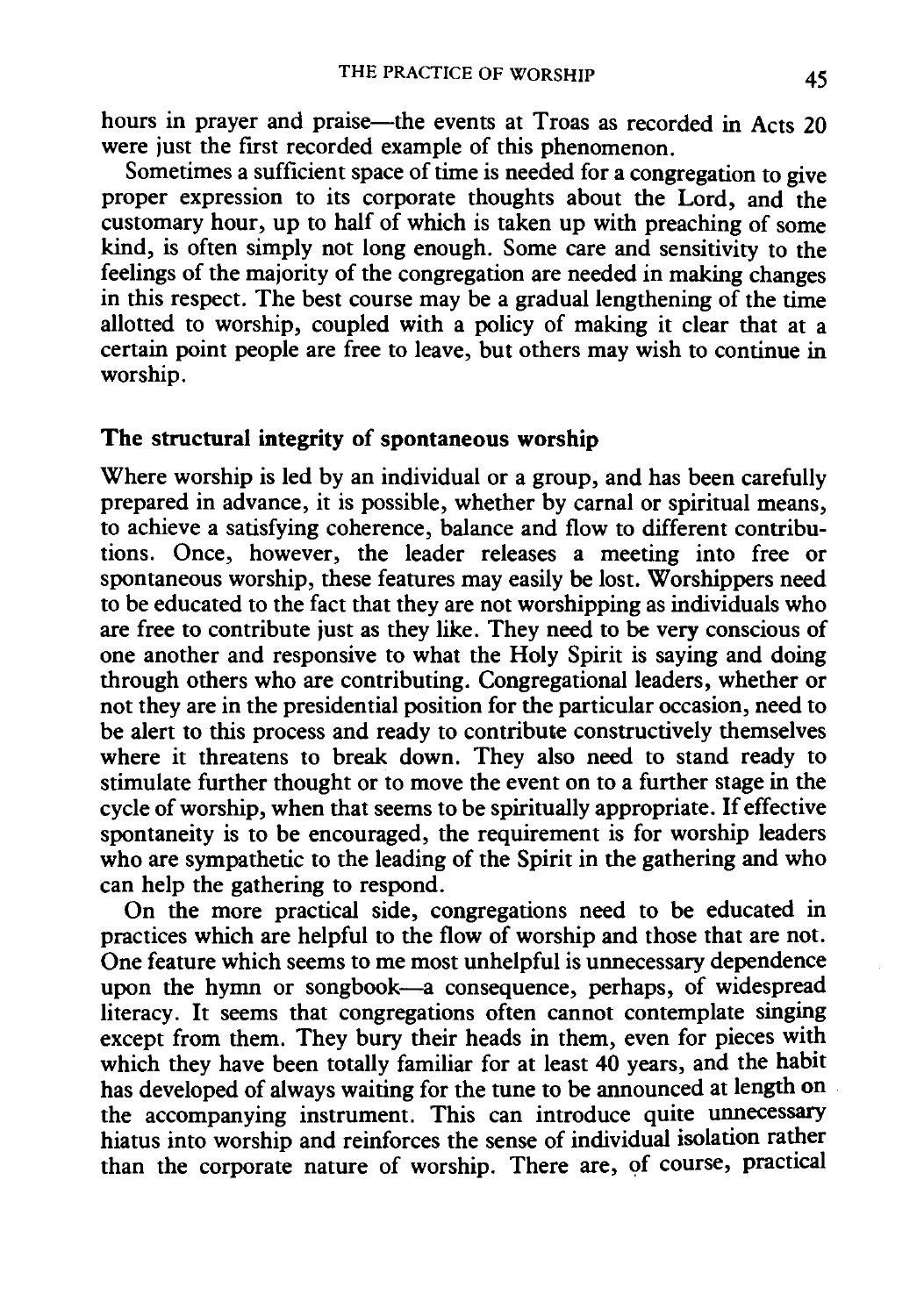hours in prayer and praise—the events at Troas as recorded in Acts 20 were just the first recorded example of this phenomenon.

Sometimes a sufficient space of time is needed for a congregation to give proper expression to its corporate thoughts about the Lord, and the customary hour, up to half of which is taken up with preaching of some kind, is often simply not long enough. Some care and sensitivity to the feelings of the majority of the congregation are needed in making changes in this respect. The best course may be a gradual lengthening of the time allotted to worship, coupled with a policy of making it clear that at a certain point people are free to leave, but others may wish to continue in worship.

### The structural integrity of spontaneous worship

Where worship is led by an individual or a group, and has been carefully prepared in advance, it is possible, whether by carnal or spiritual means, to achieve a satisfying coherence, balance and flow to different contributions. Once, however, the leader releases a meeting into free or spontaneous worship, these features may easily be lost. Worshippers need to be educated to the fact that they are not worshipping as individuals who are free to contribute just as they like. They need to be very conscious of one another and responsive to what the Holy Spirit is saying and doing through others who are contributing. Congregational leaders, whether or not they are in the presidential position for the particular occasion, need to be alert to this process and ready to contribute constructively themselves where it threatens to break down. They also need to stand ready to stimulate further thought or to move the event on to a further stage in the cycle of worship, when that seems to be spiritually appropriate. If effective spontaneity is to be encouraged, the requirement is for worship leaders who are sympathetic to the leading of the Spirit in the gathering and who can help the gathering to respond.

On the more practical side, congregations need to be educated in practices which are helpful to the flow of worship and those that are not. One feature which seems to me most unhelpful is unnecessary dependence upon the hymn or songbook—a consequence, perhaps, of widespread literacy. It seems that congregations often cannot contemplate singing except from them. They bury their heads in them, even for pieces with which they have been totally familiar for at least 40 years, and the habit has developed of always waiting for the tune to be announced at length on the accompanying instrument. This can introduce quite unnecessary hiatus into worship and reinforces the sense of individual isolation rather than the corporate nature of worship. There are, of course, practical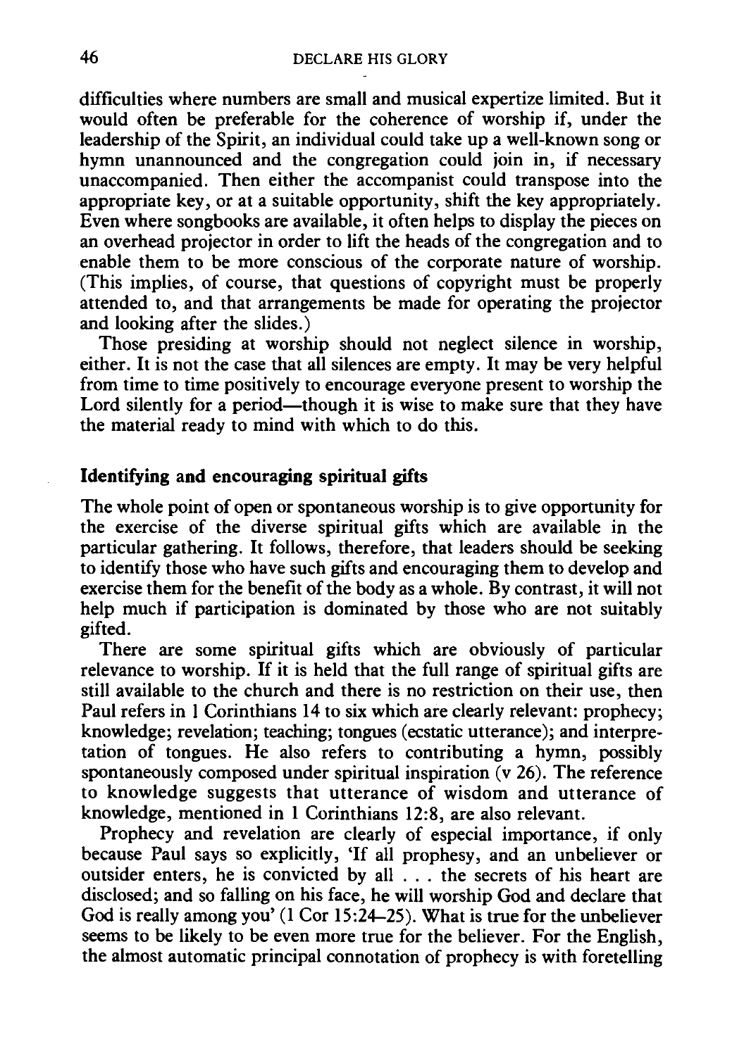difficulties where numbers are small and musical expertize limited. But it would often be preferable for the coherence of worship if, under the leadership of the Spirit, an individual could take up a well-known song or hymn unannounced and the congregation could join in, if necessary unaccompanied. Then either the accompanist could transpose into the appropriate key, or at a suitable opportunity, shift the key appropriately. Even where songbooks are available, it often helps to display the pieces on an overhead projector in order to lift the heads of the congregation and to enable them to be more conscious of the corporate nature of worship. (This implies, of course, that questions of copyright must be properly attended to, and that arrangements be made for operating the projector and looking after the slides.)

Those presiding at worship should not neglect silence in worship, either. It is not the case that all silences are empty. It may be very helpful from time to time positively to encourage everyone present to worship the Lord silently for a period—though it is wise to make sure that they have the material ready to mind with which to do this.

### Identifying and encouraging spiritual gifts

The whole point of open or spontaneous worship is to give opportunity for the exercise of the diverse spiritual gifts which are available in the particular gathering. It follows, therefore, that leaders should be seeking to identify those who have such gifts and encouraging them to develop and exercise them for the benefit of the body as a whole. By contrast, it will not help much if participation is dominated by those who are not suitably gifted.

There are some spiritual gifts which are obviously of particular relevance to worship. If it is held that the full range of spiritual gifts are still available to the church and there is no restriction on their use, then Paul refers in 1 Corinthians 14 to six which are clearly relevant: prophecy; knowledge; revelation; teaching; tongues (ecstatic utterance); and interpretation of tongues. He also refers to contributing a hymn, possibly spontaneously composed under spiritual inspiration (v 26). The reference to knowledge suggests that utterance of wisdom and utterance of knowledge, mentioned in 1 Corinthians 12:8, are also relevant.

Prophecy and revelation are clearly of especial importance, if only because Paul says so explicitly, 'If all prophesy, and an unbeliever or outsider enters, he is convicted by all . . . the secrets of his heart are disclosed; and so falling on his face, he will worship God and declare that God is really among you' (1 Cor 15:24–25). What is true for the unbeliever seems to be likely to be even more true for the believer. For the English, the almost automatic principal connotation of prophecy is with foretelling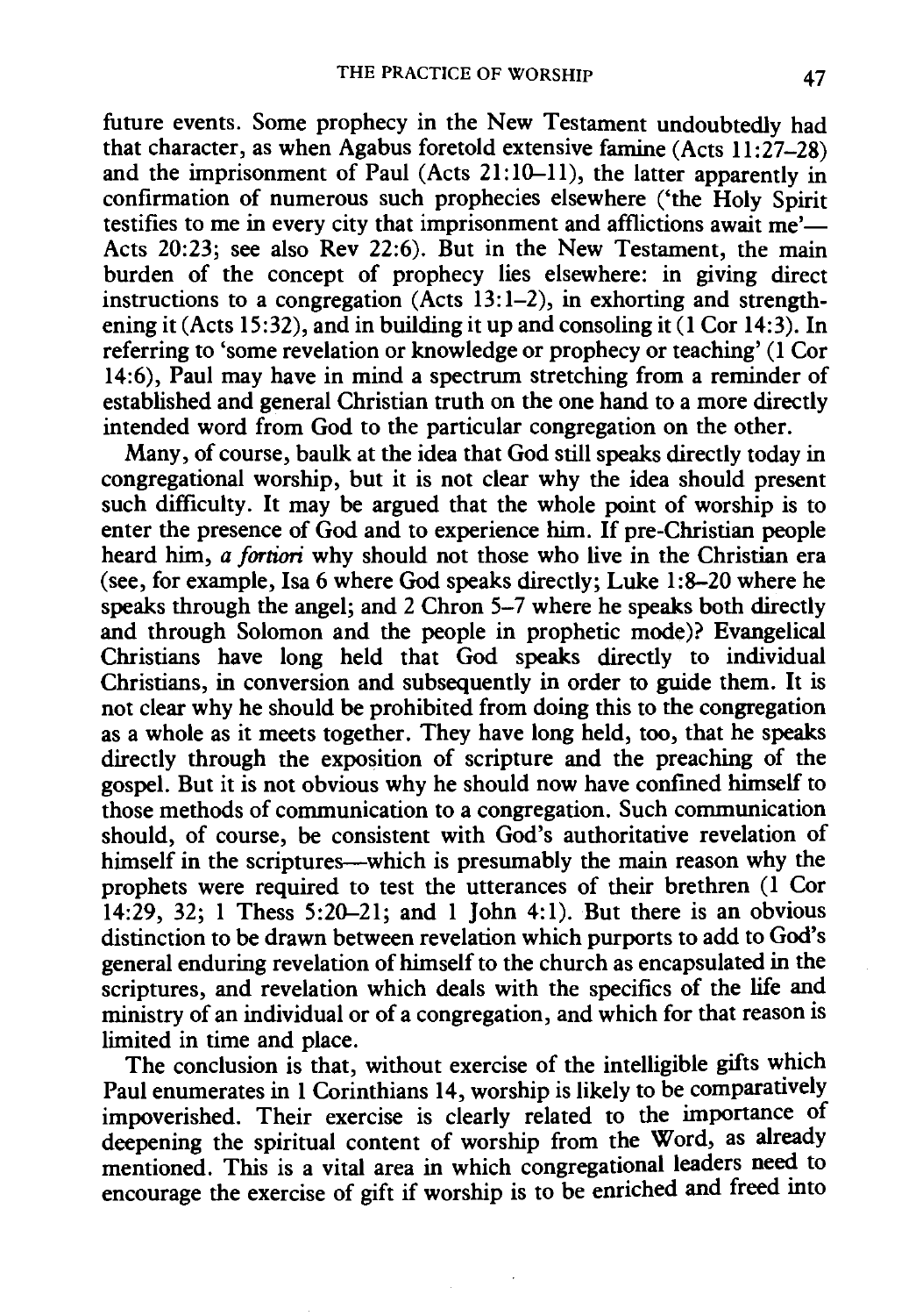future events. Some prophecy in the New Testament undoubtedly had that character, as when Agabus foretold extensive famine (Acts 11:27–28) and the imprisonment of Paul (Acts 21:10–11), the latter apparently in confirmation of numerous such prophecies elsewhere ('the Holy Spirit testifies to me in every city that imprisonment and afflictions await me'—Acts 20:23; see also Rev 22:6). But in the New Testament, the main burden of the concept of prophecy lies elsewhere: in giving direct instructions to a congregation (Acts 13:1–2), in exhorting and strengthening it (Acts 15:32), and in building it up and consoling it (1 Cor 14:3). In referring to 'some revelation or knowledge or prophecy or teaching' (1 Cor 14:6), Paul may have in mind a spectrum stretching from a reminder of established and general Christian truth on the one hand to a more directly intended word from God to the particular congregation on the other.

Many, of course, baulk at the idea that God still speaks directly today in congregational worship, but it is not clear why the idea should present such difficulty. It may be argued that the whole point of worship is to enter the presence of God and to experience him. If pre-Christian people heard him, *a fortiori* why should not those who live in the Christian era (see, for example, Isa 6 where God speaks directly; Luke 1:8–20 where he speaks through the angel; and 2 Chron 5–7 where he speaks both directly and through Solomon and the people in prophetic mode)? Evangelical Christians have long held that God speaks directly to individual Christians, in conversion and subsequently in order to guide them. It is not clear why he should be prohibited from doing this to the congregation as a whole as it meets together. They have long held, too, that he speaks directly through the exposition of scripture and the preaching of the gospel. But it is not obvious why he should now have confined himself to those methods of communication to a congregation. Such communication should, of course, be consistent with God's authoritative revelation of himself in the scriptures—which is presumably the main reason why the prophets were required to test the utterances of their brethren (1 Cor 14:29, 32; 1 Thess 5:20–21; and 1 John 4:1). But there is an obvious distinction to be drawn between revelation which purports to add to God's general enduring revelation of himself to the church as encapsulated in the scriptures, and revelation which deals with the specifics of the life and ministry of an individual or of a congregation, and which for that reason is limited in time and place.

The conclusion is that, without exercise of the intelligible gifts which Paul enumerates in 1 Corinthians 14, worship is likely to be comparatively impoverished. Their exercise is clearly related to the importance of deepening the spiritual content of worship from the Word, as already mentioned. This is a vital area in which congregational leaders need to encourage the exercise of gift if worship is to be enriched and freed into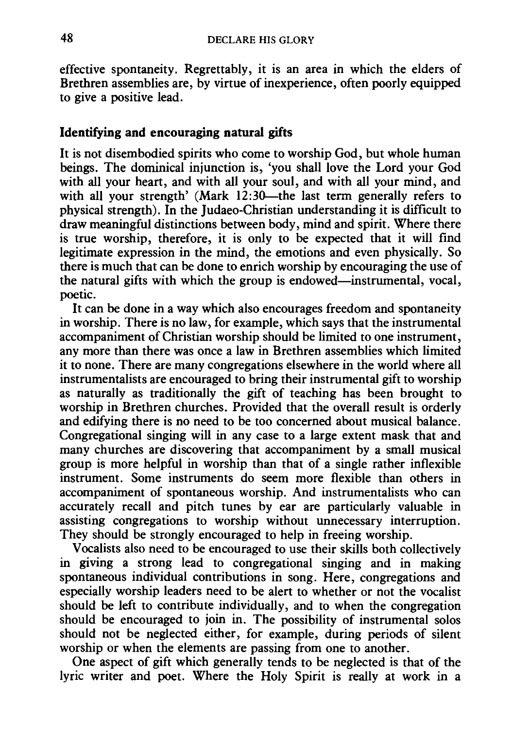effective spontaneity. Regrettably, it is an area in which the elders of Brethren assemblies are, by virtue of inexperience, often poorly equipped to give a positive lead.

### Identifying and encouraging natural gifts

It is not disembodied spirits who come to worship God, but whole human beings. The dominical injunction is, 'you shall love the Lord your God with all your heart, and with all your soul, and with all your mind, and with all your strength' (Mark 12:30—the last term generally refers to physical strength). In the Judaeo-Christian understanding it is difficult to draw meaningful distinctions between body, mind and spirit. Where there is true worship, therefore, it is only to be expected that it will find legitimate expression in the mind, the emotions and even physically. So there is much that can be done to enrich worship by encouraging the use of the natural gifts with which the group is endowed—instrumental, vocal, poetic.

It can be done in a way which also encourages freedom and spontaneity in worship. There is no law, for example, which says that the instrumental accompaniment of Christian worship should be limited to one instrument, any more than there was once a law in Brethren assemblies which limited it to none. There are many congregations elsewhere in the world where all instrumentalists are encouraged to bring their instrumental gift to worship as naturally as traditionally the gift of teaching has been brought to worship in Brethren churches. Provided that the overall result is orderly and edifying there is no need to be too concerned about musical balance. Congregational singing will in any case to a large extent mask that and many churches are discovering that accompaniment by a small musical group is more helpful in worship than that of a single rather inflexible instrument. Some instruments do seem more flexible than others in accompaniment of spontaneous worship. And instrumentalists who can accurately recall and pitch tunes by ear are particularly valuable in assisting congregations to worship without unnecessary interruption. They should be strongly encouraged to help in freeing worship.

Vocalists also need to be encouraged to use their skills both collectively in giving a strong lead to congregational singing and in making spontaneous individual contributions in song. Here, congregations and especially worship leaders need to be alert to whether or not the vocalist should be left to contribute individually, and to when the congregation should be encouraged to join in. The possibility of instrumental solos should not be neglected either, for example, during periods of silent worship or when the elements are passing from one to another.

One aspect of gift which generally tends to be neglected is that of the lyric writer and poet. Where the Holy Spirit is really at work in a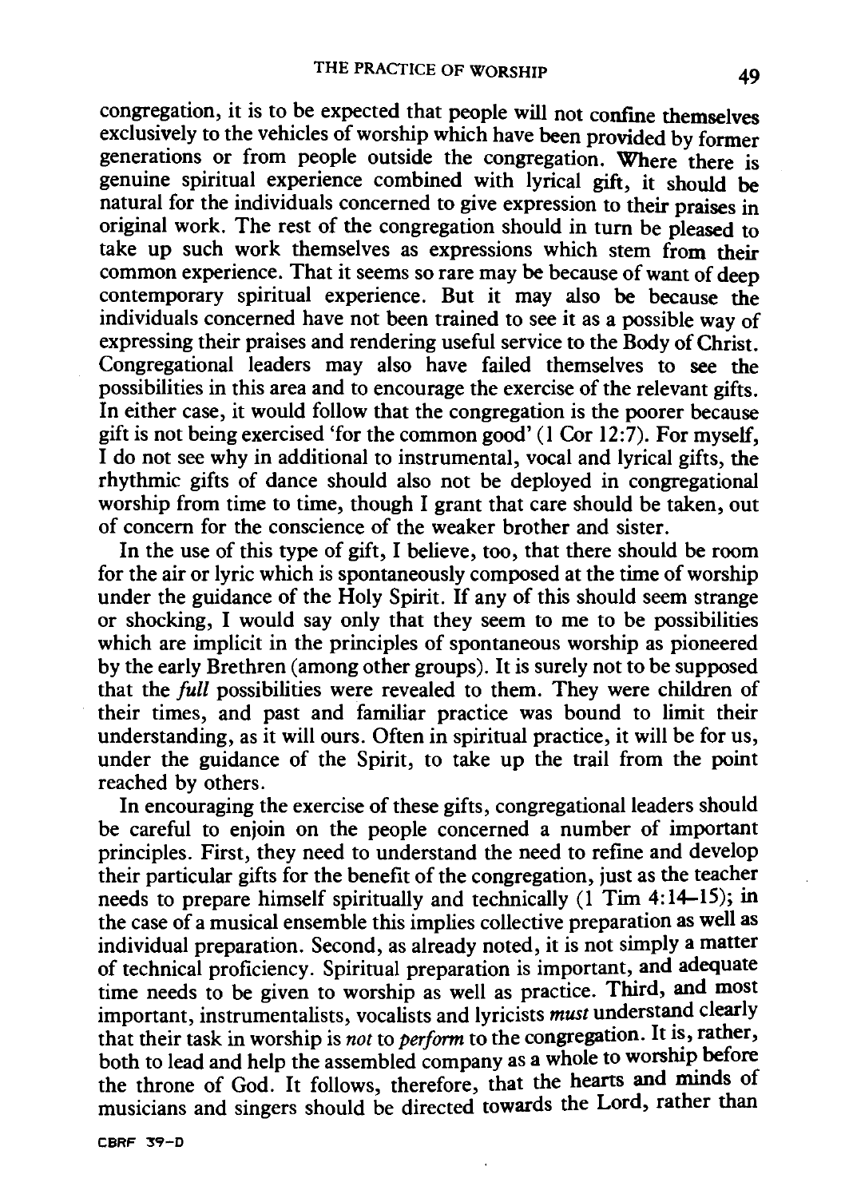congregation, it is to be expected that people will not confine themselves exclusively to the vehicles of worship which have been provided by former generations or from people outside the congregation. Where there is genuine spiritual experience combined with lyrical gift, it should be natural for the individuals concerned to give expression to their praises in original work. The rest of the congregation should in turn be pleased to take up such work themselves as expressions which stem from their common experience. That it seems so rare may be because of want of deep contemporary spiritual experience. But it may also be because the individuals concerned have not been trained to see it as a possible way of expressing their praises and rendering useful service to the Body of Christ. Congregational leaders may also have failed themselves to see the possibilities in this area and to encourage the exercise of the relevant gifts. In either case, it would follow that the congregation is the poorer because gift is not being exercised 'for the common good' (1 Cor 12:7). For myself, I do not see why in additional to instrumental, vocal and lyrical gifts, the rhythmic gifts of dance should also not be deployed in congregational worship from time to time, though I grant that care should be taken, out of concern for the conscience of the weaker brother and sister.

In the use of this type of gift, I believe, too, that there should be room for the air or lyric which is spontaneously composed at the time of worship under the guidance of the Holy Spirit. If any of this should seem strange or shocking, I would say only that they seem to me to be possibilities which are implicit in the principles of spontaneous worship as pioneered by the early Brethren (among other groups). It is surely not to be supposed that the *full* possibilities were revealed to them. They were children of their times, and past and familiar practice was bound to limit their understanding, as it will ours. Often in spiritual practice, it will be for us, under the guidance of the Spirit, to take up the trail from the point reached by others.

In encouraging the exercise of these gifts, congregational leaders should be careful to enjoin on the people concerned a number of important principles. First, they need to understand the need to refine and develop their particular gifts for the benefit of the congregation, just as the teacher needs to prepare himself spiritually and technically (1 Tim 4:14–15); in the case of a musical ensemble this implies collective preparation as well as individual preparation. Second, as already noted, it is not simply a matter of technical proficiency. Spiritual preparation is important, and adequate time needs to be given to worship as well as practice. Third, and most important, instrumentalists, vocalists and lyricists *must* understand clearly that their task in worship is *not* to *perform* to the congregation. It is, rather, both to lead and help the assembled company as a whole to worship before the throne of God. It follows, therefore, that the hearts and minds of musicians and singers should be directed towards the Lord, rather than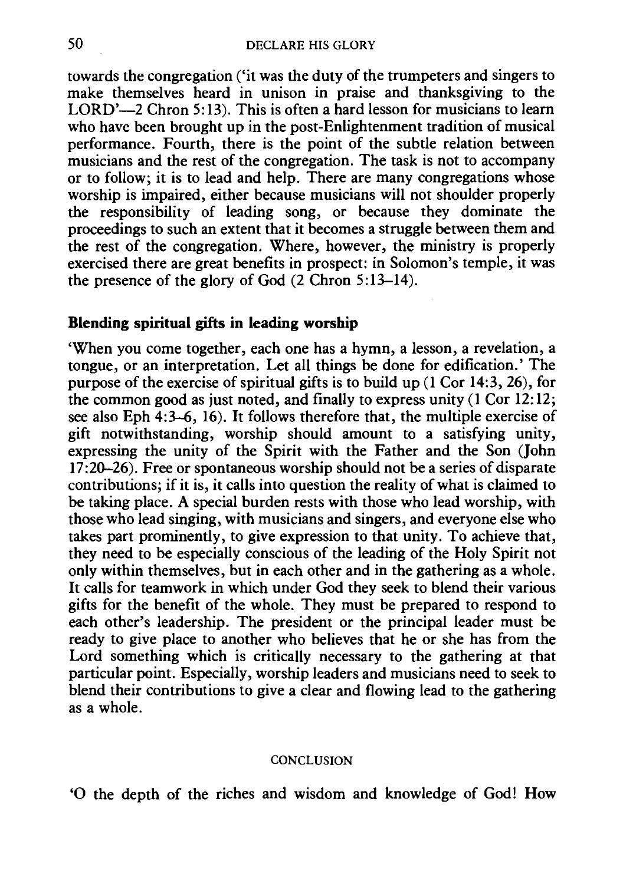towards the congregation ('it was the duty of the trumpeters and singers to make themselves heard in unison in praise and thanksgiving to the LORD'—2 Chron 5:13). This is often a hard lesson for musicians to learn who have been brought up in the post-Enlightenment tradition of musical performance. Fourth, there is the point of the subtle relation between musicians and the rest of the congregation. The task is not to accompany or to follow; it is to lead and help. There are many congregations whose worship is impaired, either because musicians will not shoulder properly the responsibility of leading song, or because they dominate the proceedings to such an extent that it becomes a struggle between them and the rest of the congregation. Where, however, the ministry is properly exercised there are great benefits in prospect: in Solomon's temple, it was the presence of the glory of God (2 Chron 5:13–14).

### Blending spiritual gifts in leading worship

'When you come together, each one has a hymn, a lesson, a revelation, a tongue, or an interpretation. Let all things be done for edification.' The purpose of the exercise of spiritual gifts is to build up (1 Cor 14:3, 26), for the common good as just noted, and finally to express unity (1 Cor 12:12; see also Eph 4:3–6, 16). It follows therefore that, the multiple exercise of gift notwithstanding, worship should amount to a satisfying unity, expressing the unity of the Spirit with the Father and the Son (John 17:20–26). Free or spontaneous worship should not be a series of disparate contributions; if it is, it calls into question the reality of what is claimed to be taking place. A special burden rests with those who lead worship, with those who lead singing, with musicians and singers, and everyone else who takes part prominently, to give expression to that unity. To achieve that, they need to be especially conscious of the leading of the Holy Spirit not only within themselves, but in each other and in the gathering as a whole. It calls for teamwork in which under God they seek to blend their various gifts for the benefit of the whole. They must be prepared to respond to each other's leadership. The president or the principal leader must be ready to give place to another who believes that he or she has from the Lord something which is critically necessary to the gathering at that particular point. Especially, worship leaders and musicians need to seek to blend their contributions to give a clear and flowing lead to the gathering as a whole.

## CONCLUSION

'O the depth of the riches and wisdom and knowledge of God! How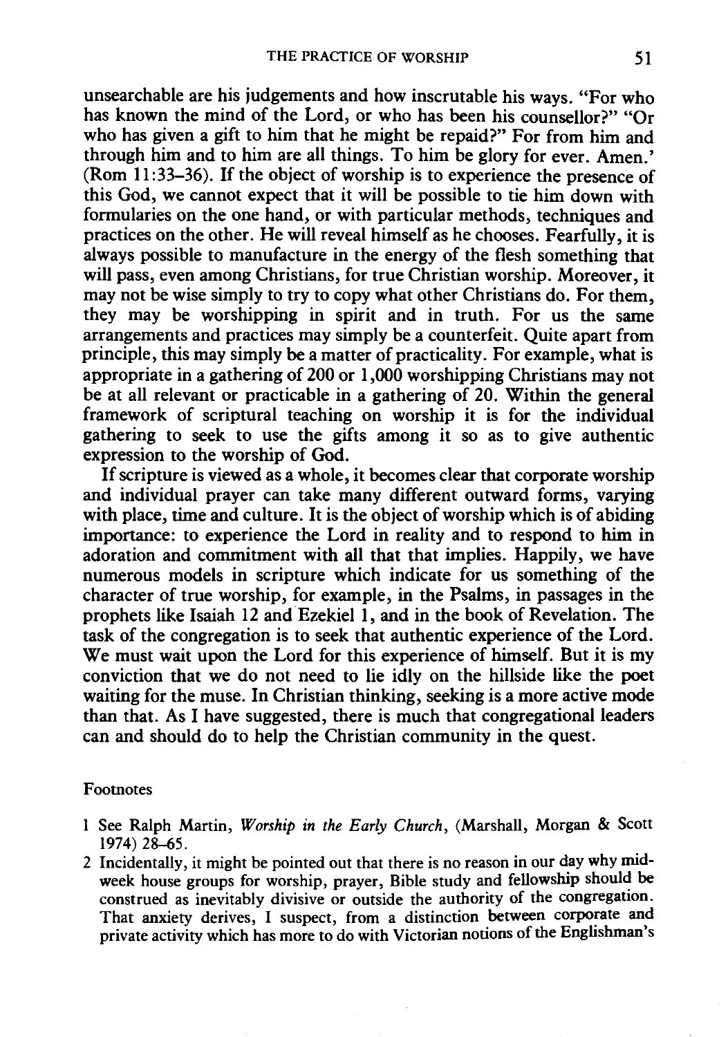unsearchable are his judgements and how inscrutable his ways. "For who has known the mind of the Lord, or who has been his counsellor?" "Or who has given a gift to him that he might be repaid?" For from him and through him and to him are all things. To him be glory for ever. Amen.' (Rom 11:33–36). If the object of worship is to experience the presence of this God, we cannot expect that it will be possible to tie him down with formularies on the one hand, or with particular methods, techniques and practices on the other. He will reveal himself as he chooses. Fearfully, it is always possible to manufacture in the energy of the flesh something that will pass, even among Christians, for true Christian worship. Moreover, it may not be wise simply to try to copy what other Christians do. For them, they may be worshipping in spirit and in truth. For us the same arrangements and practices may simply be a counterfeit. Quite apart from principle, this may simply be a matter of practicality. For example, what is appropriate in a gathering of 200 or 1,000 worshipping Christians may not be at all relevant or practicable in a gathering of 20. Within the general framework of scriptural teaching on worship it is for the individual gathering to seek to use the gifts among it so as to give authentic expression to the worship of God.

If scripture is viewed as a whole, it becomes clear that corporate worship and individual prayer can take many different outward forms, varying with place, time and culture. It is the object of worship which is of abiding importance: to experience the Lord in reality and to respond to him in adoration and commitment with all that that implies. Happily, we have numerous models in scripture which indicate for us something of the character of true worship, for example, in the Psalms, in passages in the prophets like Isaiah 12 and Ezekiel 1, and in the book of Revelation. The task of the congregation is to seek that authentic experience of the Lord. We must wait upon the Lord for this experience of himself. But it is my conviction that we do not need to lie idly on the hillside like the poet waiting for the muse. In Christian thinking, seeking is a more active mode than that. As I have suggested, there is much that congregational leaders can and should do to help the Christian community in the quest.

Footnotes

1 See Ralph Martin, *Worship in the Early Church*, (Marshall, Morgan & Scott 1974) 28–65.

2 Incidentally, it might be pointed out that there is no reason in our day why mid-week house groups for worship, prayer, Bible study and fellowship should be construed as inevitably divisive or outside the authority of the congregation. That anxiety derives, I suspect, from a distinction between corporate and private activity which has more to do with Victorian notions of the Englishman's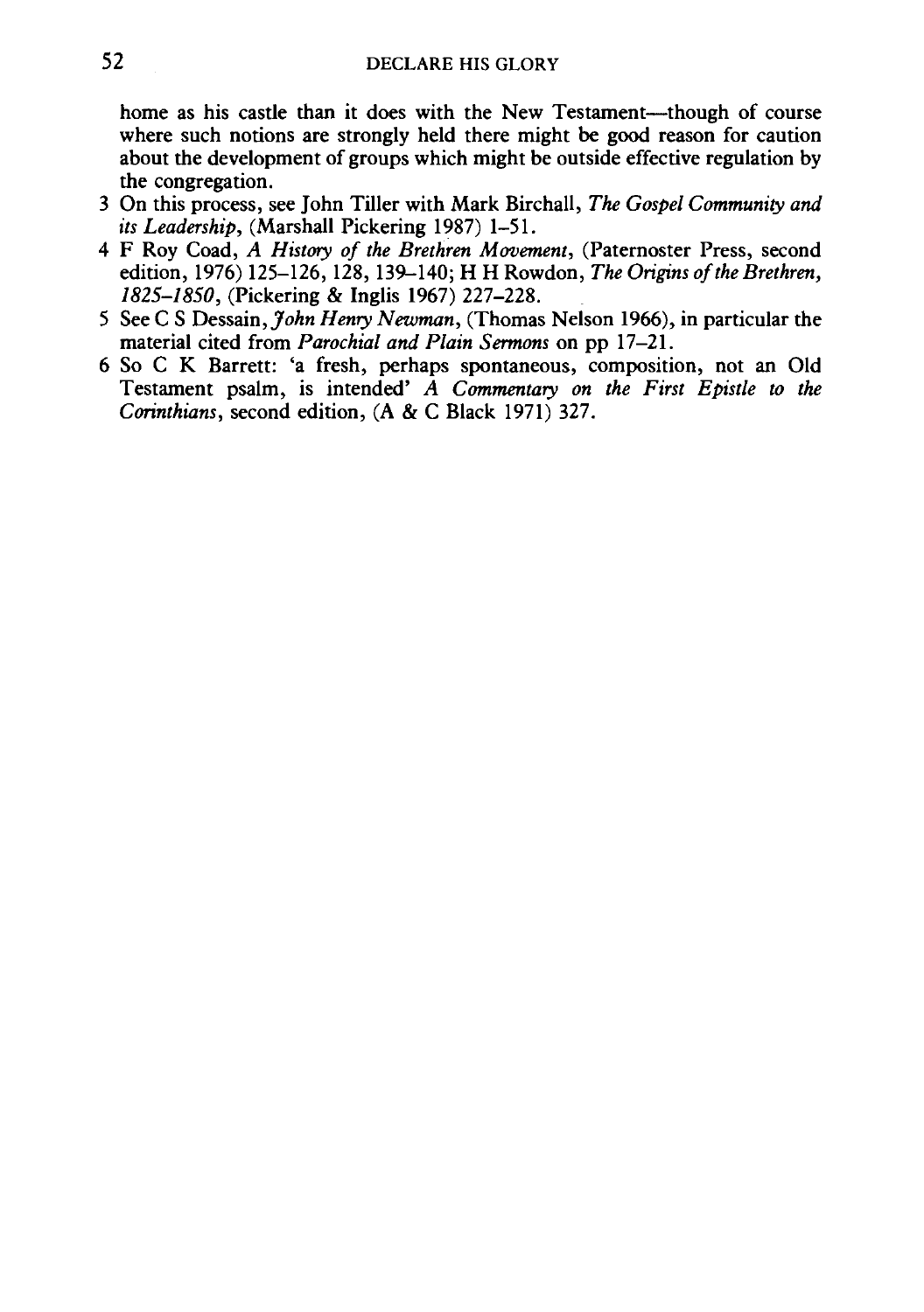home as his castle than it does with the New Testament—though of course where such notions are strongly held there might be good reason for caution about the development of groups which might be outside effective regulation by the congregation.

3 On this process, see John Tiller with Mark Birchall, *The Gospel Community and its Leadership*, (Marshall Pickering 1987) 1–51.

4 F Roy Coad, *A History of the Brethren Movement*, (Paternoster Press, second edition, 1976) 125–126, 128, 139–140; H H Rowdon, *The Origins of the Brethren, 1825–1850*, (Pickering & Inglis 1967) 227–228.

5 See C S Dessain, *John Henry Newman*, (Thomas Nelson 1966), in particular the material cited from *Parochial and Plain Sermons* on pp 17–21.

6 So C K Barrett: 'a fresh, perhaps spontaneous, composition, not an Old Testament psalm, is intended' *A Commentary on the First Epistle to the Corinthians*, second edition, (A & C Black 1971) 327.